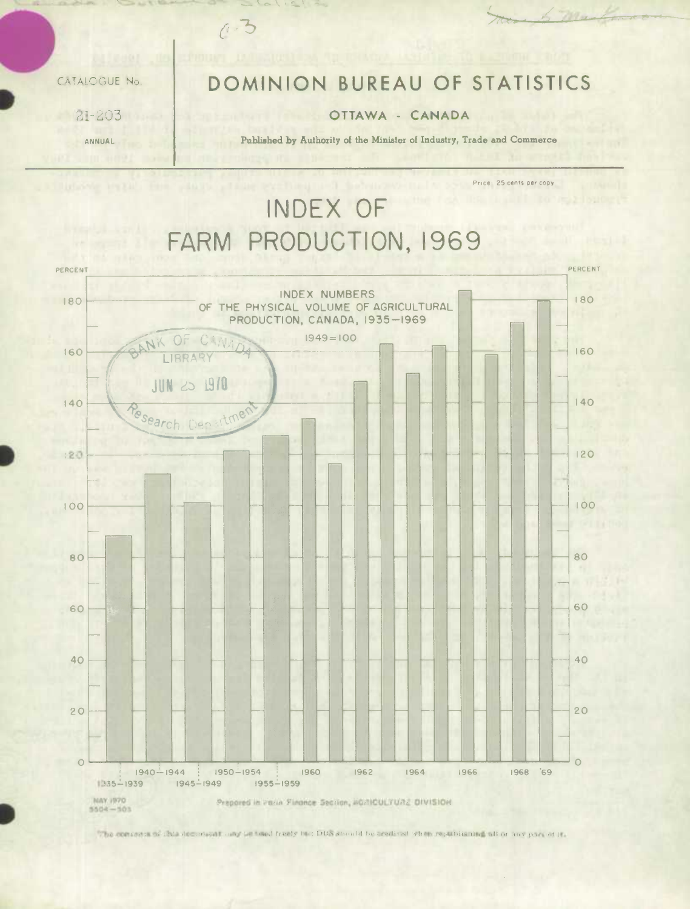CATALOGUE No.

21-203

ANNUAL

# DOMINION BUREAU OF STATISTICS

OTTAWA - CANADA

Published by Authority of the Minister of Industry, Trade and Commerce

Price: 25 cents per copy

# INDEX OF FARM PRODUCTION, 1969

INDEX NUMBERS OF THE PHYSICAL VOLUME OF AGRICULTURAL PRODUCTION, CANADA, 1935—1969

1949=100

PERCENT

1935—1939, 1940—1944, 1945—1949, 1950—1954, 1955—1959, 1960, 1962, 1964, 1966, 1968, '69

Prepared in Farm Finance Section, AGRICULTURE DIVISION

MAY 1970
5504—503

The contents of this document may be used freely but DBS should be credited when republishing all or any part of it.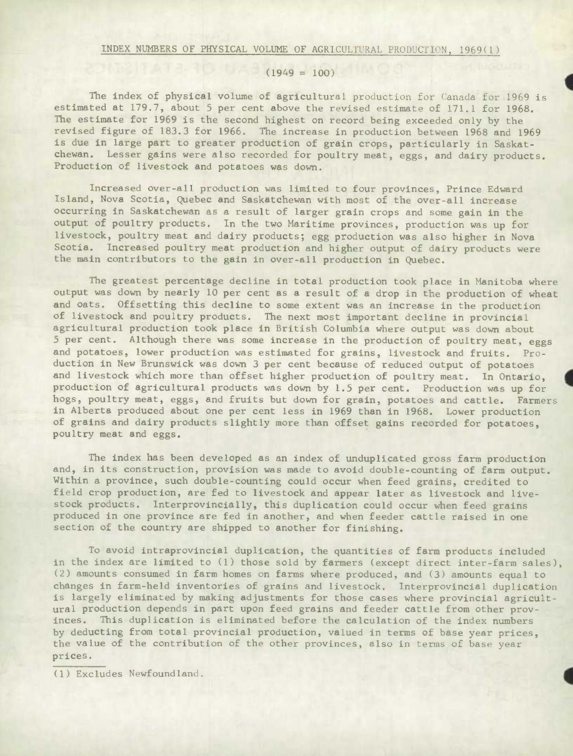## INDEX NUMBERS OF PHYSICAL VOLUME OF AGRICULTURAL PRODUCTION, 1969(1)

(1949 = 100)

The index of physical volume of agricultural production for Canada for 1969 is estimated at 179.7, about 5 per cent above the revised estimate of 171.1 for 1968. The estimate for 1969 is the second highest on record being exceeded only by the revised figure of 183.3 for 1966. The increase in production between 1968 and 1969 is due in large part to greater production of grain crops, particularly in Saskatchewan. Lesser gains were also recorded for poultry meat, eggs, and dairy products. Production of livestock and potatoes was down.

Increased over-all production was limited to four provinces, Prince Edward Island, Nova Scotia, Quebec and Saskatchewan with most of the over-all increase occurring in Saskatchewan as a result of larger grain crops and some gain in the output of poultry products. In the two Maritime provinces, production was up for livestock, poultry meat and dairy products; egg production was also higher in Nova Scotia. Increased poultry meat production and higher output of dairy products were the main contributors to the gain in over-all production in Quebec.

The greatest percentage decline in total production took place in Manitoba where output was down by nearly 10 per cent as a result of a drop in the production of wheat and oats. Offsetting this decline to some extent was an increase in the production of livestock and poultry products. The next most important decline in provincial agricultural production took place in British Columbia where output was down about 5 per cent. Although there was some increase in the production of poultry meat, eggs and potatoes, lower production was estimated for grains, livestock and fruits. Production in New Brunswick was down 3 per cent because of reduced output of potatoes and livestock which more than offset higher production of poultry meat. In Ontario, production of agricultural products was down by 1.5 per cent. Production was up for hogs, poultry meat, eggs, and fruits but down for grain, potatoes and cattle. Farmers in Alberta produced about one per cent less in 1969 than in 1968. Lower production of grains and dairy products slightly more than offset gains recorded for potatoes, poultry meat and eggs.

The index has been developed as an index of unduplicated gross farm production and, in its construction, provision was made to avoid double-counting of farm output. Within a province, such double-counting could occur when feed grains, credited to field crop production, are fed to livestock and appear later as livestock and livestock products. Interprovincially, this duplication could occur when feed grains produced in one province are fed in another, and when feeder cattle raised in one section of the country are shipped to another for finishing.

To avoid intraprovincial duplication, the quantities of farm products included in the index are limited to (1) those sold by farmers (except direct inter-farm sales), (2) amounts consumed in farm homes on farms where produced, and (3) amounts equal to changes in farm-held inventories of grains and livestock. Interprovincial duplication is largely eliminated by making adjustments for those cases where provincial agricultural production depends in part upon feed grains and feeder cattle from other provinces. This duplication is eliminated before the calculation of the index numbers by deducting from total provincial production, valued in terms of base year prices, the value of the contribution of the other provinces, also in terms of base year prices.

(1) Excludes Newfoundland.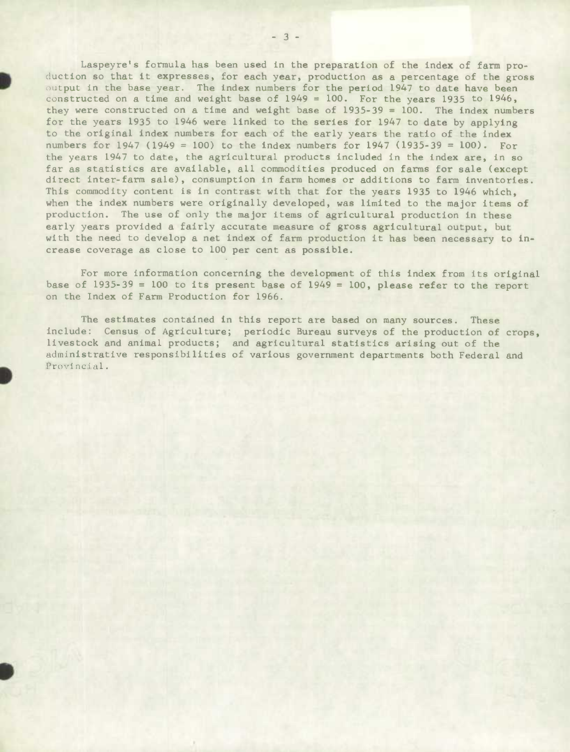Laspeyre's formula has been used in the preparation of the index of farm production so that it expresses, for each year, production as a percentage of the gross output in the base year. The index numbers for the period 1947 to date have been constructed on a time and weight base of 1949 = 100. For the years 1935 to 1946, they were constructed on a time and weight base of 1935-39 = 100. The index numbers for the years 1935 to 1946 were linked to the series for 1947 to date by applying to the original index numbers for each of the early years the ratio of the index numbers for 1947 (1949 = 100) to the index numbers for 1947 (1935-39 = 100). For the years 1947 to date, the agricultural products included in the index are, in so far as statistics are available, all commodities produced on farms for sale (except direct inter-farm sale), consumption in farm homes or additions to farm inventories. This commodity content is in contrast with that for the years 1935 to 1946 which, when the index numbers were originally developed, was limited to the major items of production. The use of only the major items of agricultural production in these early years provided a fairly accurate measure of gross agricultural output, but with the need to develop a net index of farm production it has been necessary to increase coverage as close to 100 per cent as possible.

For more information concerning the development of this index from its original base of 1935-39 = 100 to its present base of 1949 = 100, please refer to the report on the Index of Farm Production for 1966.

The estimates contained in this report are based on many sources. These include: Census of Agriculture; periodic Bureau surveys of the production of crops, livestock and animal products; and agricultural statistics arising out of the administrative responsibilities of various government departments both Federal and Provincial.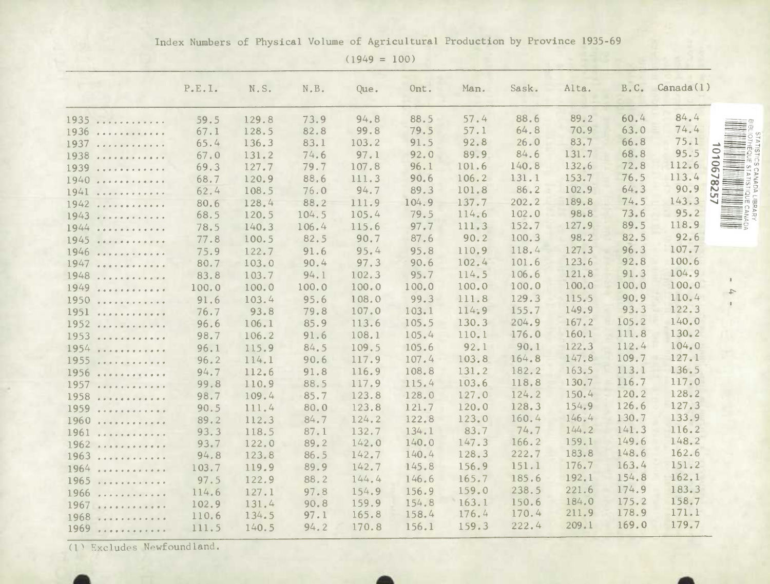Index Numbers of Physical Volume of Agricultural Production by Province 1935-69

(1949 = 100)

| | P.E.I. | N.S. | N.B. | Que. | Ont. | Man. | Sask. | Alta. | B.C. | Canada(1) |
|---|---|---|---|---|---|---|---|---|---|---|
| 1935 | 59.5 | 129.8 | 73.9 | 94.8 | 88.5 | 57.4 | 88.6 | 89.2 | 60.4 | 84.4 |
| 1936 | 67.1 | 128.5 | 82.8 | 99.8 | 79.5 | 57.1 | 64.8 | 70.9 | 63.0 | 74.4 |
| 1937 | 65.4 | 136.3 | 83.1 | 103.2 | 91.5 | 92.8 | 26.0 | 83.7 | 66.8 | 75.1 |
| 1938 | 67.0 | 131.2 | 74.6 | 97.1 | 92.0 | 89.9 | 84.6 | 131.7 | 68.8 | 95.5 |
| 1939 | 69.3 | 127.7 | 79.7 | 107.8 | 96.1 | 101.6 | 140.8 | 132.6 | 72.8 | 112.6 |
| 1940 | 68.7 | 120.9 | 88.6 | 111.3 | 90.6 | 106.2 | 131.1 | 153.7 | 76.5 | 113.4 |
| 1941 | 62.4 | 108.5 | 76.0 | 94.7 | 89.3 | 101.8 | 86.2 | 102.9 | 64.3 | 90.9 |
| 1942 | 80.6 | 128.4 | 88.2 | 111.9 | 104.9 | 137.7 | 202.2 | 189.8 | 74.5 | 143.3 |
| 1943 | 68.5 | 120.5 | 104.5 | 105.4 | 79.5 | 114.6 | 102.0 | 98.8 | 73.6 | 95.2 |
| 1944 | 78.5 | 140.3 | 106.4 | 115.6 | 97.7 | 111.3 | 152.7 | 127.9 | 89.5 | 118.9 |
| 1945 | 77.8 | 100.5 | 82.5 | 90.7 | 87.6 | 90.2 | 100.3 | 98.2 | 82.5 | 92.6 |
| 1946 | 75.9 | 122.7 | 91.6 | 95.4 | 95.8 | 110.9 | 118.4 | 127.3 | 96.3 | 107.7 |
| 1947 | 80.7 | 103.0 | 90.4 | 97.3 | 90.6 | 102.4 | 101.6 | 123.6 | 92.8 | 100.6 |
| 1948 | 83.8 | 103.7 | 94.1 | 102.3 | 95.7 | 114.5 | 106.6 | 121.8 | 91.3 | 104.9 |
| 1949 | 100.0 | 100.0 | 100.0 | 100.0 | 100.0 | 100.0 | 100.0 | 100.0 | 100.0 | 100.0 |
| 1950 | 91.6 | 103.4 | 95.6 | 108.0 | 99.3 | 111.8 | 129.3 | 115.5 | 90.9 | 110.4 |
| 1951 | 76.7 | 93.8 | 79.8 | 107.0 | 103.1 | 114.9 | 155.7 | 149.9 | 93.3 | 122.3 |
| 1952 | 96.6 | 106.1 | 85.9 | 113.6 | 105.5 | 130.3 | 204.9 | 167.2 | 105.2 | 140.0 |
| 1953 | 98.7 | 106.2 | 91.6 | 108.1 | 105.4 | 110.1 | 176.0 | 160.1 | 111.8 | 130.2 |
| 1954 | 96.1 | 115.9 | 84.5 | 109.5 | 105.6 | 92.1 | 90.1 | 122.3 | 112.4 | 104.0 |
| 1955 | 96.2 | 114.1 | 90.6 | 117.9 | 107.4 | 103.8 | 164.8 | 147.8 | 109.7 | 127.1 |
| 1956 | 94.7 | 112.6 | 91.8 | 116.9 | 108.8 | 131.2 | 182.2 | 163.5 | 113.1 | 136.5 |
| 1957 | 99.8 | 110.9 | 88.5 | 117.9 | 115.4 | 103.6 | 118.8 | 130.7 | 116.7 | 117.0 |
| 1958 | 98.7 | 109.4 | 85.7 | 123.8 | 128.0 | 127.0 | 124.2 | 150.4 | 120.2 | 128.2 |
| 1959 | 90.5 | 111.4 | 80.0 | 123.8 | 121.7 | 120.0 | 128.3 | 154.9 | 126.6 | 127.3 |
| 1960 | 89.2 | 112.3 | 84.7 | 124.2 | 122.8 | 123.0 | 160.4 | 146.4 | 130.7 | 133.9 |
| 1961 | 93.3 | 118.5 | 87.1 | 132.7 | 134.1 | 83.7 | 74.7 | 144.2 | 141.3 | 116.2 |
| 1962 | 93.7 | 122.0 | 89.2 | 142.0 | 140.0 | 147.3 | 166.2 | 159.1 | 149.6 | 148.2 |
| 1963 | 94.8 | 123.8 | 86.5 | 142.7 | 140.4 | 128.3 | 222.7 | 183.8 | 148.6 | 162.6 |
| 1964 | 103.7 | 119.9 | 89.9 | 142.7 | 145.8 | 156.9 | 151.1 | 176.7 | 163.4 | 151.2 |
| 1965 | 97.5 | 122.9 | 88.2 | 144.4 | 146.6 | 165.7 | 185.6 | 192.1 | 154.8 | 162.1 |
| 1966 | 114.6 | 127.1 | 97.8 | 154.9 | 156.9 | 159.0 | 238.5 | 221.6 | 174.9 | 183.3 |
| 1967 | 102.9 | 131.4 | 90.8 | 159.9 | 154.8 | 163.1 | 150.6 | 184.0 | 175.2 | 158.7 |
| 1968 | 110.6 | 134.5 | 97.1 | 165.8 | 158.4 | 176.4 | 170.4 | 211.9 | 178.9 | 171.1 |
| 1969 | 111.5 | 140.5 | 94.2 | 170.8 | 156.1 | 159.3 | 222.4 | 209.1 | 169.0 | 179.7 |

(1) Excludes Newfoundland.